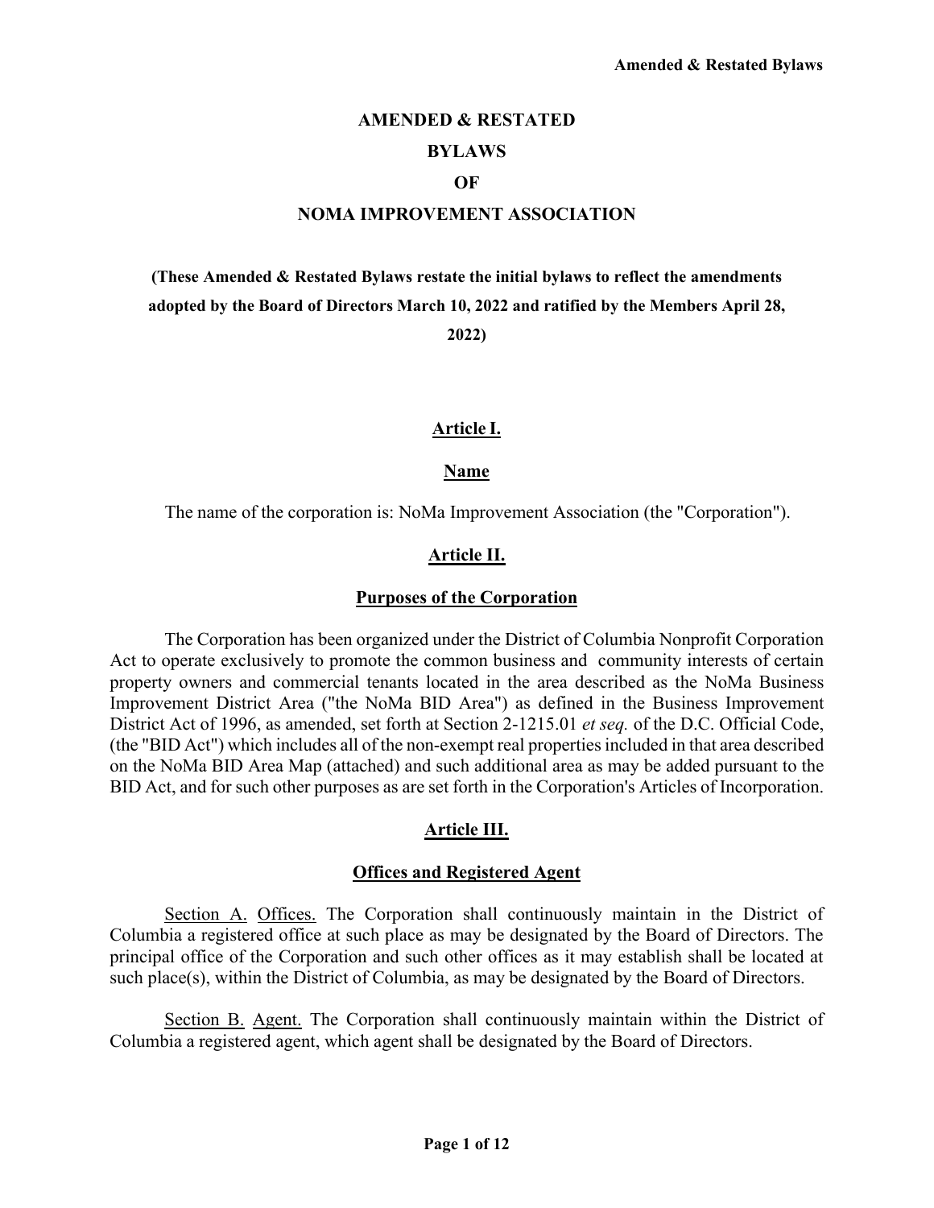# AMENDED & RESTATED

# BYLAWS

# OF

# NOMA IMPROVEMENT ASSOCIATION

**(These Amended & Restated Bylaws restate the initial bylaws to reflect the amendments adopted by the Board of Directors March 10, 2022 and ratified by the Members April 28, 2022)**

## Article I.

### Name

The name of the corporation is: NoMa Improvement Association (the "Corporation").

## Article II.

### Purposes of the Corporation

The Corporation has been organized under the District of Columbia Nonprofit Corporation Act to operate exclusively to promote the common business and community interests of certain property owners and commercial tenants located in the area described as the NoMa Business Improvement District Area ("the NoMa BID Area") as defined in the Business Improvement District Act of 1996, as amended, set forth at Section 2-1215.01 *et seq.* of the D.C. Official Code, (the "BID Act") which includes all of the non-exempt real properties included in that area described on the NoMa BID Area Map (attached) and such additional area as may be added pursuant to the BID Act, and for such other purposes as are set forth in the Corporation's Articles of Incorporation.

## Article III.

### Offices and Registered Agent

Section A. Offices. The Corporation shall continuously maintain in the District of Columbia a registered office at such place as may be designated by the Board of Directors. The principal office of the Corporation and such other offices as it may establish shall be located at such place(s), within the District of Columbia, as may be designated by the Board of Directors.

Section B. Agent. The Corporation shall continuously maintain within the District of Columbia a registered agent, which agent shall be designated by the Board of Directors.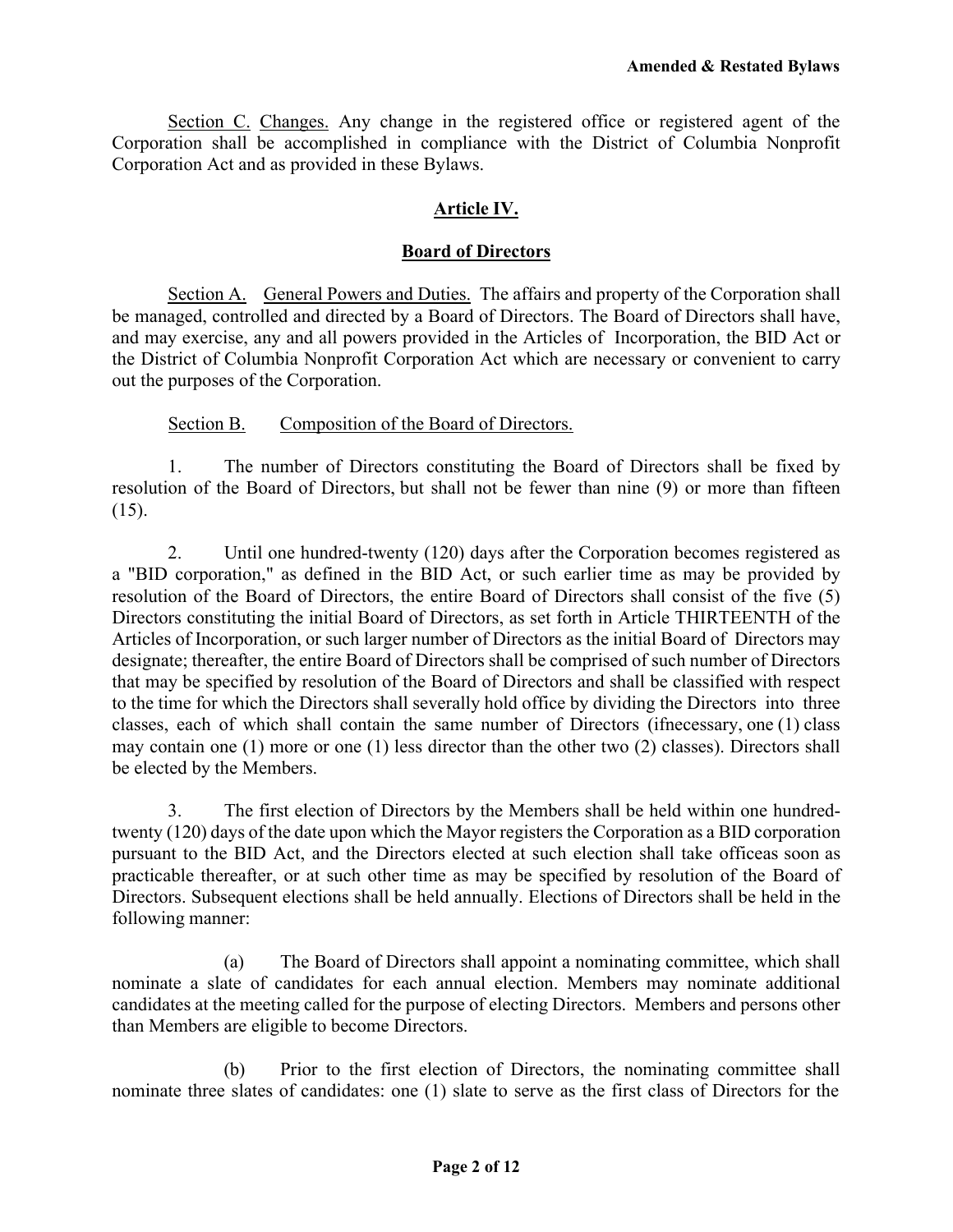Section C. Changes. Any change in the registered office or registered agent of the Corporation shall be accomplished in compliance with the District of Columbia Nonprofit Corporation Act and as provided in these Bylaws.

## Article IV.

## Board of Directors

Section A. General Powers and Duties. The affairs and property of the Corporation shall be managed, controlled and directed by a Board of Directors. The Board of Directors shall have, and may exercise, any and all powers provided in the Articles of Incorporation, the BID Act or the District of Columbia Nonprofit Corporation Act which are necessary or convenient to carry out the purposes of the Corporation.

Section B. Composition of the Board of Directors.

1. The number of Directors constituting the Board of Directors shall be fixed by resolution of the Board of Directors, but shall not be fewer than nine (9) or more than fifteen (15).

2. Until one hundred-twenty (120) days after the Corporation becomes registered as a "BID corporation," as defined in the BID Act, or such earlier time as may be provided by resolution of the Board of Directors, the entire Board of Directors shall consist of the five (5) Directors constituting the initial Board of Directors, as set forth in Article THIRTEENTH of the Articles of Incorporation, or such larger number of Directors as the initial Board of Directors may designate; thereafter, the entire Board of Directors shall be comprised of such number of Directors that may be specified by resolution of the Board of Directors and shall be classified with respect to the time for which the Directors shall severally hold office by dividing the Directors into three classes, each of which shall contain the same number of Directors (ifnecessary, one (1) class may contain one (1) more or one (1) less director than the other two (2) classes). Directors shall be elected by the Members.

3. The first election of Directors by the Members shall be held within one hundred-twenty (120) days of the date upon which the Mayor registers the Corporation as a BID corporation pursuant to the BID Act, and the Directors elected at such election shall take officeas soon as practicable thereafter, or at such other time as may be specified by resolution of the Board of Directors. Subsequent elections shall be held annually. Elections of Directors shall be held in the following manner:

(a) The Board of Directors shall appoint a nominating committee, which shall nominate a slate of candidates for each annual election. Members may nominate additional candidates at the meeting called for the purpose of electing Directors. Members and persons other than Members are eligible to become Directors.

(b) Prior to the first election of Directors, the nominating committee shall nominate three slates of candidates: one (1) slate to serve as the first class of Directors for the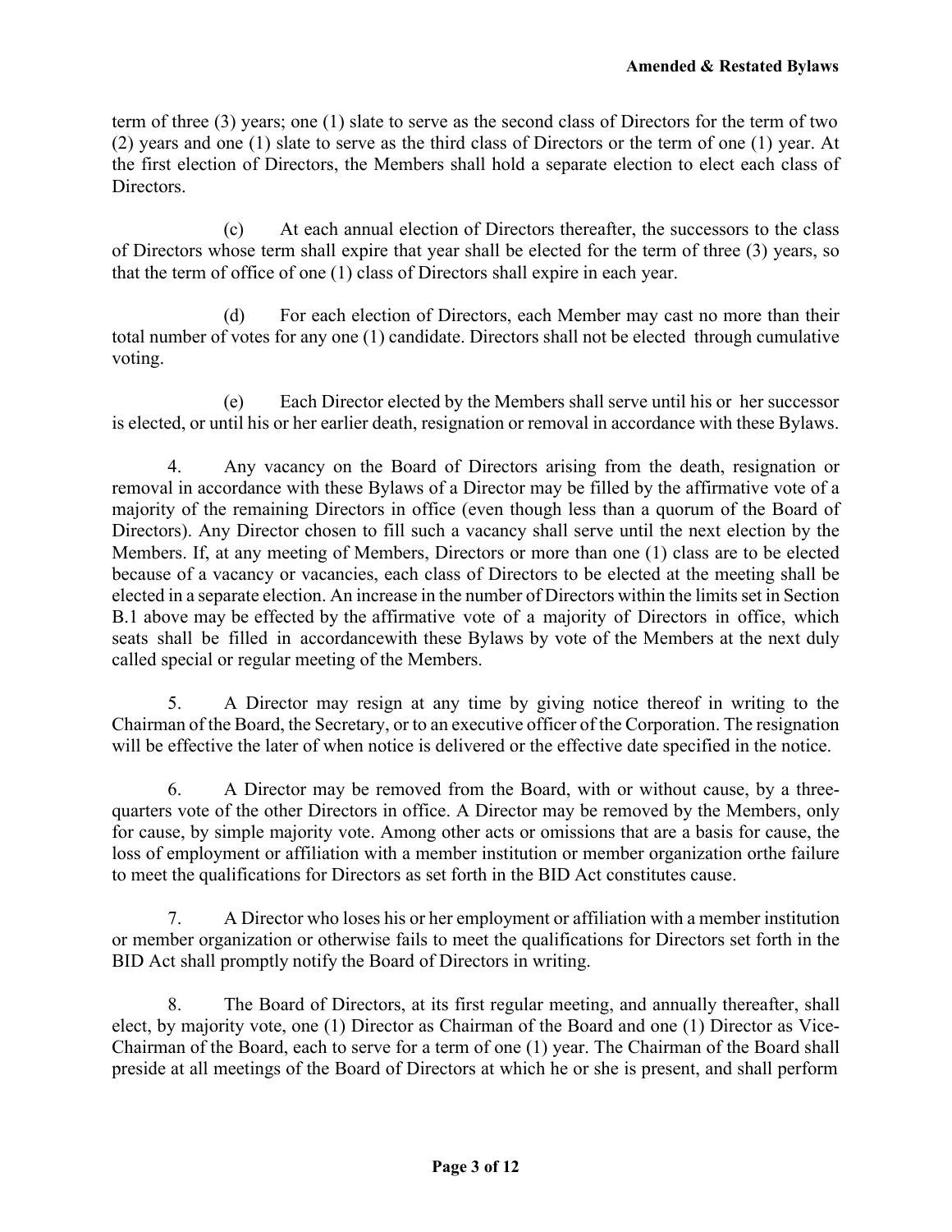term of three (3) years; one (1) slate to serve as the second class of Directors for the term of two (2) years and one (1) slate to serve as the third class of Directors or the term of one (1) year. At the first election of Directors, the Members shall hold a separate election to elect each class of Directors.

(c) At each annual election of Directors thereafter, the successors to the class of Directors whose term shall expire that year shall be elected for the term of three (3) years, so that the term of office of one (1) class of Directors shall expire in each year.

(d) For each election of Directors, each Member may cast no more than their total number of votes for any one (1) candidate. Directors shall not be elected through cumulative voting.

(e) Each Director elected by the Members shall serve until his or her successor is elected, or until his or her earlier death, resignation or removal in accordance with these Bylaws.

4. Any vacancy on the Board of Directors arising from the death, resignation or removal in accordance with these Bylaws of a Director may be filled by the affirmative vote of a majority of the remaining Directors in office (even though less than a quorum of the Board of Directors). Any Director chosen to fill such a vacancy shall serve until the next election by the Members. If, at any meeting of Members, Directors or more than one (1) class are to be elected because of a vacancy or vacancies, each class of Directors to be elected at the meeting shall be elected in a separate election. An increase in the number of Directors within the limits set in Section B.1 above may be effected by the affirmative vote of a majority of Directors in office, which seats shall be filled in accordancewith these Bylaws by vote of the Members at the next duly called special or regular meeting of the Members.

5. A Director may resign at any time by giving notice thereof in writing to the Chairman of the Board, the Secretary, or to an executive officer of the Corporation. The resignation will be effective the later of when notice is delivered or the effective date specified in the notice.

6. A Director may be removed from the Board, with or without cause, by a three-quarters vote of the other Directors in office. A Director may be removed by the Members, only for cause, by simple majority vote. Among other acts or omissions that are a basis for cause, the loss of employment or affiliation with a member institution or member organization orthe failure to meet the qualifications for Directors as set forth in the BID Act constitutes cause.

7. A Director who loses his or her employment or affiliation with a member institution or member organization or otherwise fails to meet the qualifications for Directors set forth in the BID Act shall promptly notify the Board of Directors in writing.

8. The Board of Directors, at its first regular meeting, and annually thereafter, shall elect, by majority vote, one (1) Director as Chairman of the Board and one (1) Director as Vice-Chairman of the Board, each to serve for a term of one (1) year. The Chairman of the Board shall preside at all meetings of the Board of Directors at which he or she is present, and shall perform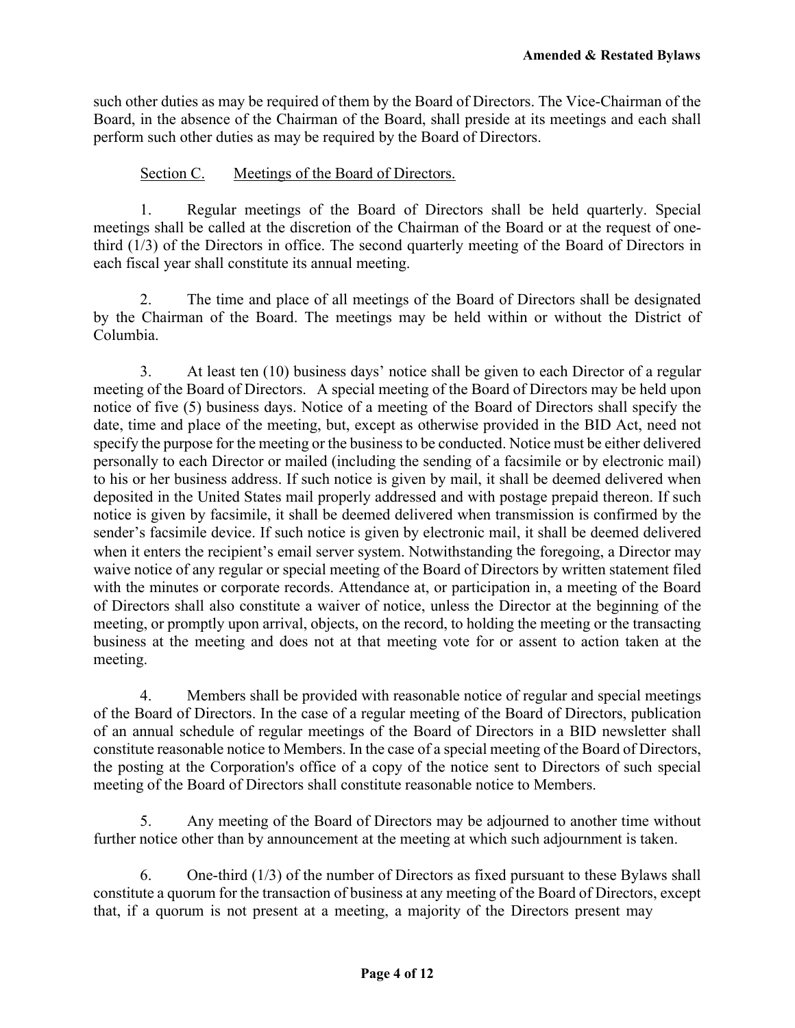such other duties as may be required of them by the Board of Directors. The Vice-Chairman of the Board, in the absence of the Chairman of the Board, shall preside at its meetings and each shall perform such other duties as may be required by the Board of Directors.

Section C. Meetings of the Board of Directors.

1. Regular meetings of the Board of Directors shall be held quarterly. Special meetings shall be called at the discretion of the Chairman of the Board or at the request of one-third (1/3) of the Directors in office. The second quarterly meeting of the Board of Directors in each fiscal year shall constitute its annual meeting.

2. The time and place of all meetings of the Board of Directors shall be designated by the Chairman of the Board. The meetings may be held within or without the District of Columbia.

3. At least ten (10) business days' notice shall be given to each Director of a regular meeting of the Board of Directors. A special meeting of the Board of Directors may be held upon notice of five (5) business days. Notice of a meeting of the Board of Directors shall specify the date, time and place of the meeting, but, except as otherwise provided in the BID Act, need not specify the purpose for the meeting or the business to be conducted. Notice must be either delivered personally to each Director or mailed (including the sending of a facsimile or by electronic mail) to his or her business address. If such notice is given by mail, it shall be deemed delivered when deposited in the United States mail properly addressed and with postage prepaid thereon. If such notice is given by facsimile, it shall be deemed delivered when transmission is confirmed by the sender's facsimile device. If such notice is given by electronic mail, it shall be deemed delivered when it enters the recipient's email server system. Notwithstanding the foregoing, a Director may waive notice of any regular or special meeting of the Board of Directors by written statement filed with the minutes or corporate records. Attendance at, or participation in, a meeting of the Board of Directors shall also constitute a waiver of notice, unless the Director at the beginning of the meeting, or promptly upon arrival, objects, on the record, to holding the meeting or the transacting business at the meeting and does not at that meeting vote for or assent to action taken at the meeting.

4. Members shall be provided with reasonable notice of regular and special meetings of the Board of Directors. In the case of a regular meeting of the Board of Directors, publication of an annual schedule of regular meetings of the Board of Directors in a BID newsletter shall constitute reasonable notice to Members. In the case of a special meeting of the Board of Directors, the posting at the Corporation's office of a copy of the notice sent to Directors of such special meeting of the Board of Directors shall constitute reasonable notice to Members.

5. Any meeting of the Board of Directors may be adjourned to another time without further notice other than by announcement at the meeting at which such adjournment is taken.

6. One-third (1/3) of the number of Directors as fixed pursuant to these Bylaws shall constitute a quorum for the transaction of business at any meeting of the Board of Directors, except that, if a quorum is not present at a meeting, a majority of the Directors present may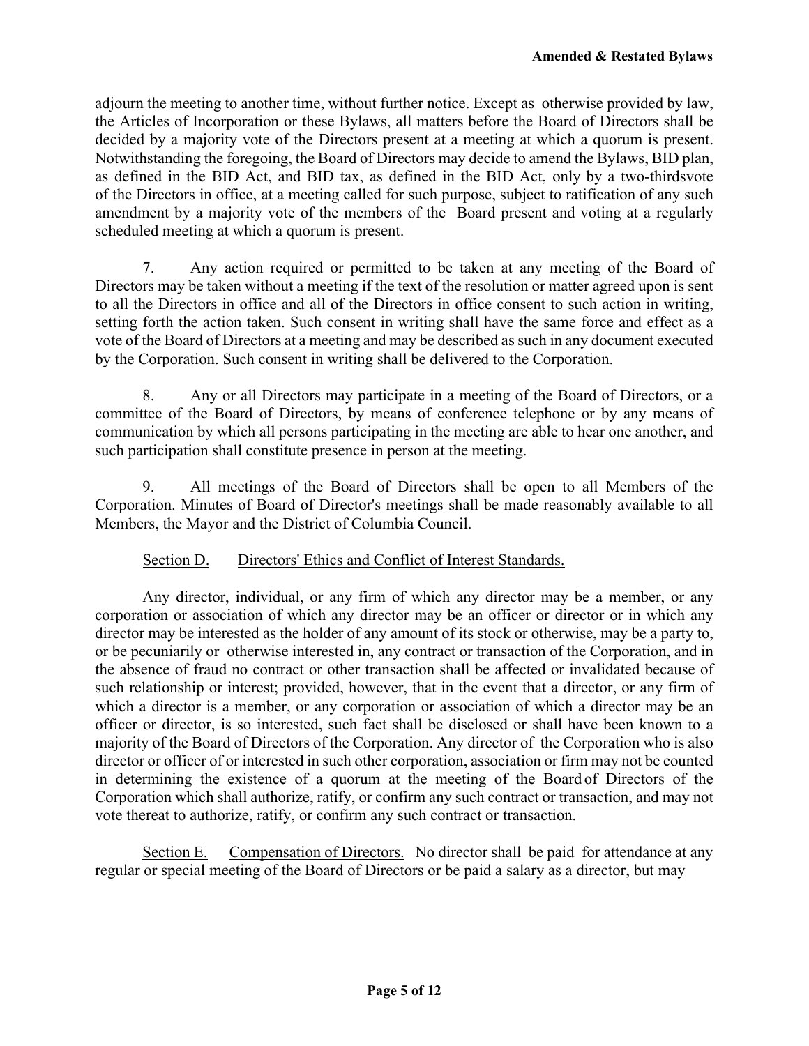adjourn the meeting to another time, without further notice. Except as otherwise provided by law, the Articles of Incorporation or these Bylaws, all matters before the Board of Directors shall be decided by a majority vote of the Directors present at a meeting at which a quorum is present. Notwithstanding the foregoing, the Board of Directors may decide to amend the Bylaws, BID plan, as defined in the BID Act, and BID tax, as defined in the BID Act, only by a two-thirdsvote of the Directors in office, at a meeting called for such purpose, subject to ratification of any such amendment by a majority vote of the members of the Board present and voting at a regularly scheduled meeting at which a quorum is present.

7. Any action required or permitted to be taken at any meeting of the Board of Directors may be taken without a meeting if the text of the resolution or matter agreed upon is sent to all the Directors in office and all of the Directors in office consent to such action in writing, setting forth the action taken. Such consent in writing shall have the same force and effect as a vote of the Board of Directors at a meeting and may be described as such in any document executed by the Corporation. Such consent in writing shall be delivered to the Corporation.

8. Any or all Directors may participate in a meeting of the Board of Directors, or a committee of the Board of Directors, by means of conference telephone or by any means of communication by which all persons participating in the meeting are able to hear one another, and such participation shall constitute presence in person at the meeting.

9. All meetings of the Board of Directors shall be open to all Members of the Corporation. Minutes of Board of Director's meetings shall be made reasonably available to all Members, the Mayor and the District of Columbia Council.

Section D. Directors' Ethics and Conflict of Interest Standards.

Any director, individual, or any firm of which any director may be a member, or any corporation or association of which any director may be an officer or director or in which any director may be interested as the holder of any amount of its stock or otherwise, may be a party to, or be pecuniarily or otherwise interested in, any contract or transaction of the Corporation, and in the absence of fraud no contract or other transaction shall be affected or invalidated because of such relationship or interest; provided, however, that in the event that a director, or any firm of which a director is a member, or any corporation or association of which a director may be an officer or director, is so interested, such fact shall be disclosed or shall have been known to a majority of the Board of Directors of the Corporation. Any director of the Corporation who is also director or officer of or interested in such other corporation, association or firm may not be counted in determining the existence of a quorum at the meeting of the Board of Directors of the Corporation which shall authorize, ratify, or confirm any such contract or transaction, and may not vote thereat to authorize, ratify, or confirm any such contract or transaction.

Section E. Compensation of Directors. No director shall be paid for attendance at any regular or special meeting of the Board of Directors or be paid a salary as a director, but may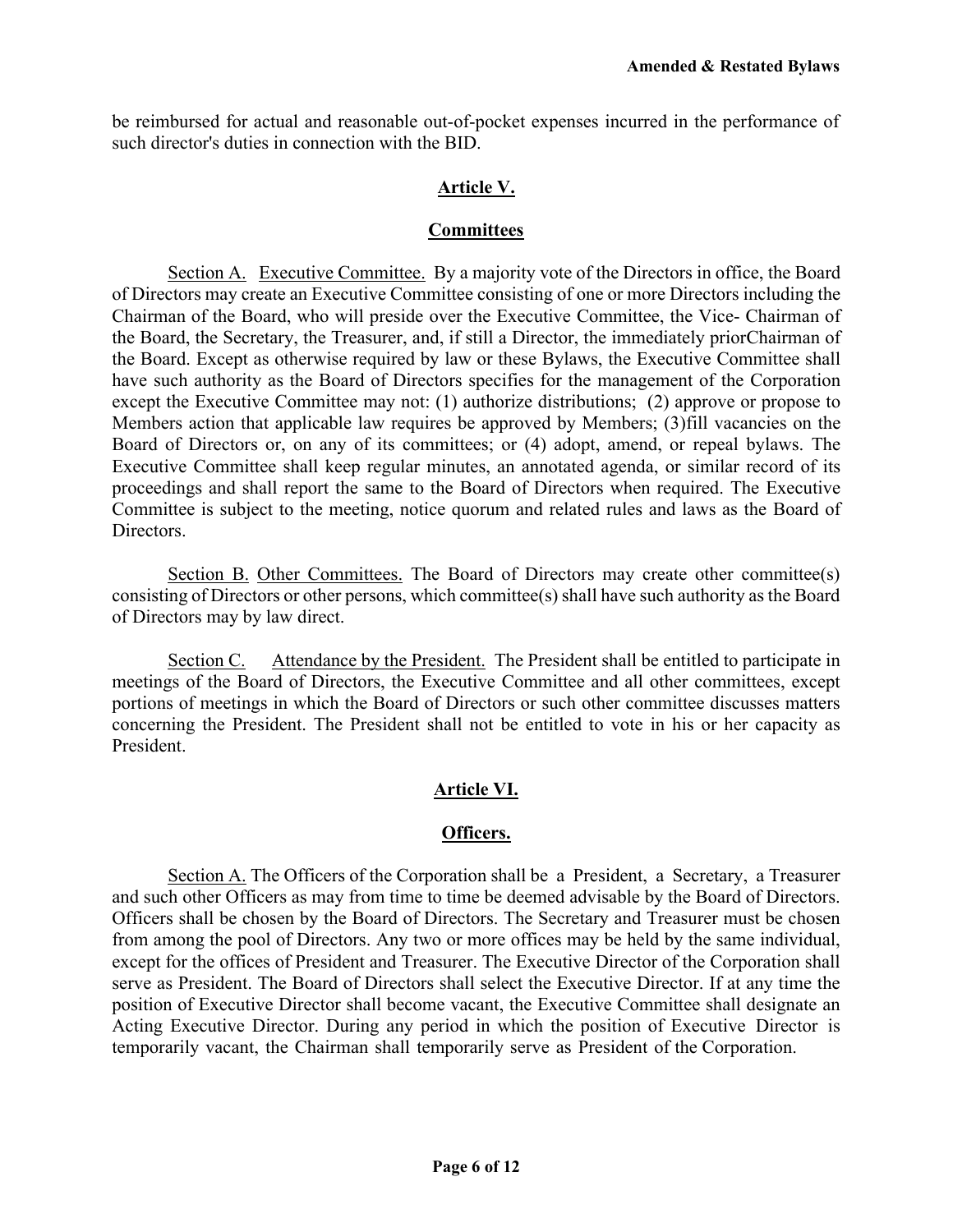be reimbursed for actual and reasonable out-of-pocket expenses incurred in the performance of such director's duties in connection with the BID.

## Article V.

## Committees

Section A. Executive Committee. By a majority vote of the Directors in office, the Board of Directors may create an Executive Committee consisting of one or more Directors including the Chairman of the Board, who will preside over the Executive Committee, the Vice- Chairman of the Board, the Secretary, the Treasurer, and, if still a Director, the immediately priorChairman of the Board. Except as otherwise required by law or these Bylaws, the Executive Committee shall have such authority as the Board of Directors specifies for the management of the Corporation except the Executive Committee may not: (1) authorize distributions; (2) approve or propose to Members action that applicable law requires be approved by Members; (3)fill vacancies on the Board of Directors or, on any of its committees; or (4) adopt, amend, or repeal bylaws. The Executive Committee shall keep regular minutes, an annotated agenda, or similar record of its proceedings and shall report the same to the Board of Directors when required. The Executive Committee is subject to the meeting, notice quorum and related rules and laws as the Board of Directors.

Section B. Other Committees. The Board of Directors may create other committee(s) consisting of Directors or other persons, which committee(s) shall have such authority as the Board of Directors may by law direct.

Section C. Attendance by the President. The President shall be entitled to participate in meetings of the Board of Directors, the Executive Committee and all other committees, except portions of meetings in which the Board of Directors or such other committee discusses matters concerning the President. The President shall not be entitled to vote in his or her capacity as President.

## Article VI.

## Officers.

Section A. The Officers of the Corporation shall be a President, a Secretary, a Treasurer and such other Officers as may from time to time be deemed advisable by the Board of Directors. Officers shall be chosen by the Board of Directors. The Secretary and Treasurer must be chosen from among the pool of Directors. Any two or more offices may be held by the same individual, except for the offices of President and Treasurer. The Executive Director of the Corporation shall serve as President. The Board of Directors shall select the Executive Director. If at any time the position of Executive Director shall become vacant, the Executive Committee shall designate an Acting Executive Director. During any period in which the position of Executive Director is temporarily vacant, the Chairman shall temporarily serve as President of the Corporation.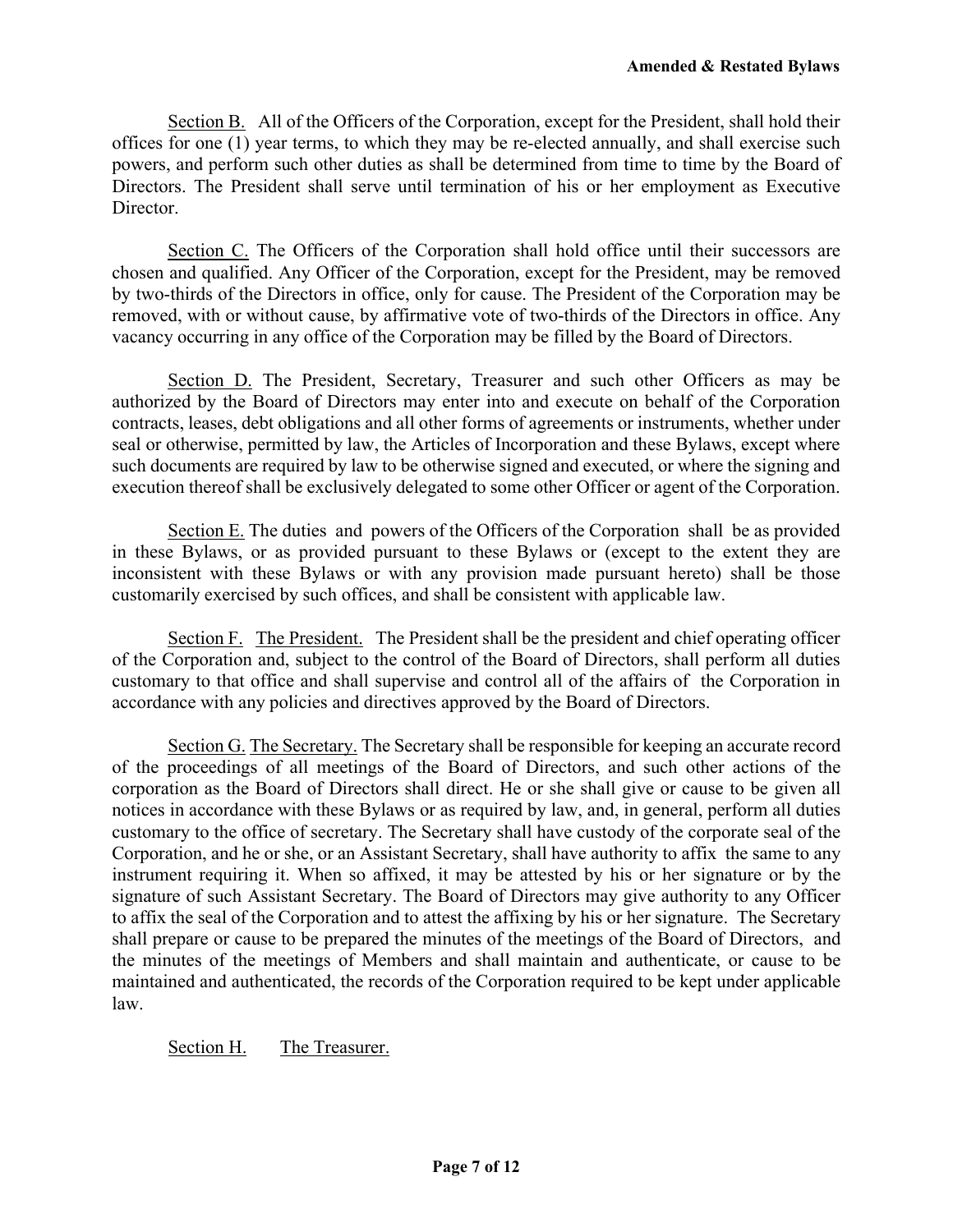Section B. All of the Officers of the Corporation, except for the President, shall hold their offices for one (1) year terms, to which they may be re-elected annually, and shall exercise such powers, and perform such other duties as shall be determined from time to time by the Board of Directors. The President shall serve until termination of his or her employment as Executive Director.

Section C. The Officers of the Corporation shall hold office until their successors are chosen and qualified. Any Officer of the Corporation, except for the President, may be removed by two-thirds of the Directors in office, only for cause. The President of the Corporation may be removed, with or without cause, by affirmative vote of two-thirds of the Directors in office. Any vacancy occurring in any office of the Corporation may be filled by the Board of Directors.

Section D. The President, Secretary, Treasurer and such other Officers as may be authorized by the Board of Directors may enter into and execute on behalf of the Corporation contracts, leases, debt obligations and all other forms of agreements or instruments, whether under seal or otherwise, permitted by law, the Articles of Incorporation and these Bylaws, except where such documents are required by law to be otherwise signed and executed, or where the signing and execution thereof shall be exclusively delegated to some other Officer or agent of the Corporation.

Section E. The duties and powers of the Officers of the Corporation shall be as provided in these Bylaws, or as provided pursuant to these Bylaws or (except to the extent they are inconsistent with these Bylaws or with any provision made pursuant hereto) shall be those customarily exercised by such offices, and shall be consistent with applicable law.

Section F. The President. The President shall be the president and chief operating officer of the Corporation and, subject to the control of the Board of Directors, shall perform all duties customary to that office and shall supervise and control all of the affairs of the Corporation in accordance with any policies and directives approved by the Board of Directors.

Section G. The Secretary. The Secretary shall be responsible for keeping an accurate record of the proceedings of all meetings of the Board of Directors, and such other actions of the corporation as the Board of Directors shall direct. He or she shall give or cause to be given all notices in accordance with these Bylaws or as required by law, and, in general, perform all duties customary to the office of secretary. The Secretary shall have custody of the corporate seal of the Corporation, and he or she, or an Assistant Secretary, shall have authority to affix the same to any instrument requiring it. When so affixed, it may be attested by his or her signature or by the signature of such Assistant Secretary. The Board of Directors may give authority to any Officer to affix the seal of the Corporation and to attest the affixing by his or her signature. The Secretary shall prepare or cause to be prepared the minutes of the meetings of the Board of Directors, and the minutes of the meetings of Members and shall maintain and authenticate, or cause to be maintained and authenticated, the records of the Corporation required to be kept under applicable law.

Section H. The Treasurer.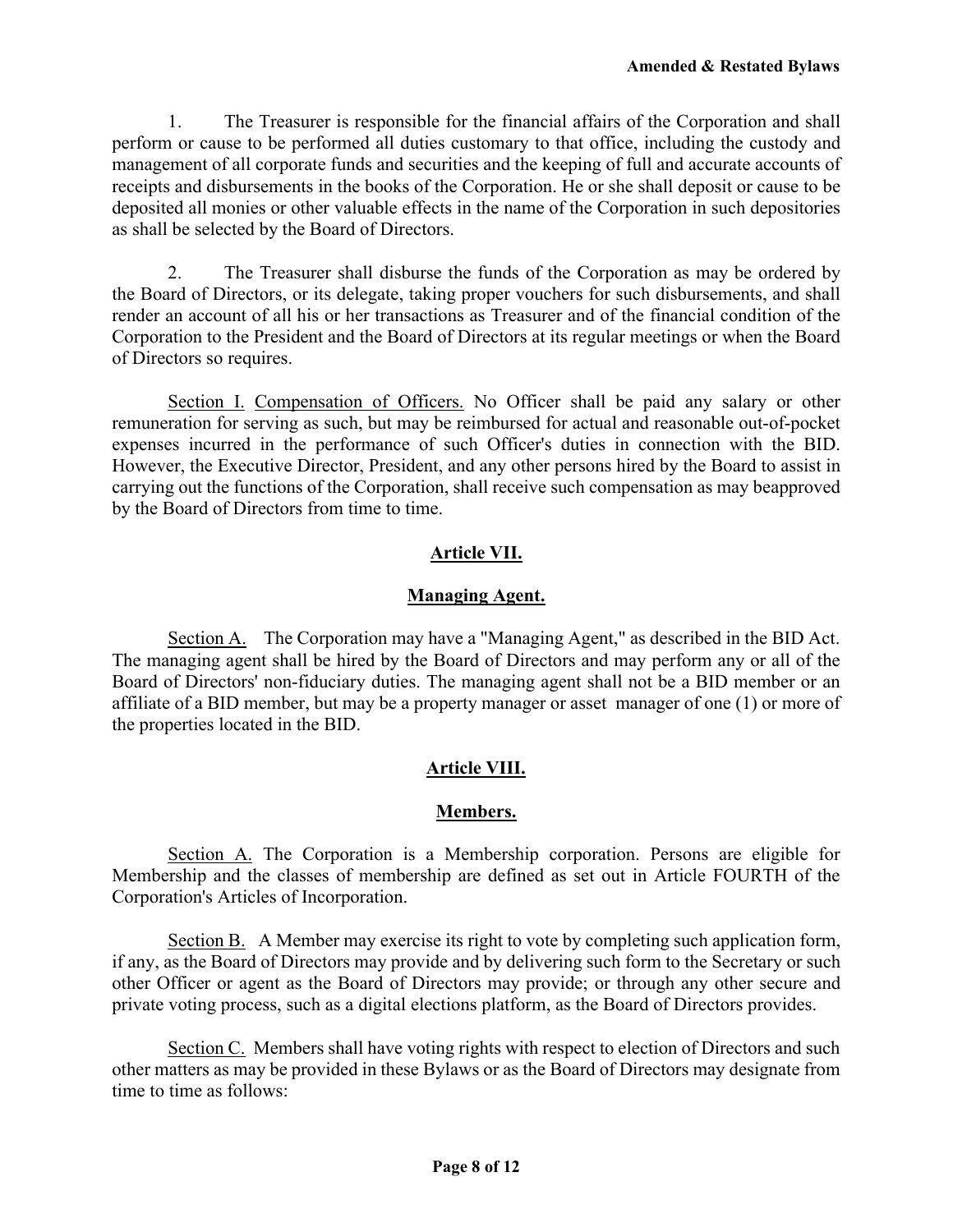1. The Treasurer is responsible for the financial affairs of the Corporation and shall perform or cause to be performed all duties customary to that office, including the custody and management of all corporate funds and securities and the keeping of full and accurate accounts of receipts and disbursements in the books of the Corporation. He or she shall deposit or cause to be deposited all monies or other valuable effects in the name of the Corporation in such depositories as shall be selected by the Board of Directors.

2. The Treasurer shall disburse the funds of the Corporation as may be ordered by the Board of Directors, or its delegate, taking proper vouchers for such disbursements, and shall render an account of all his or her transactions as Treasurer and of the financial condition of the Corporation to the President and the Board of Directors at its regular meetings or when the Board of Directors so requires.

Section I. Compensation of Officers. No Officer shall be paid any salary or other remuneration for serving as such, but may be reimbursed for actual and reasonable out-of-pocket expenses incurred in the performance of such Officer's duties in connection with the BID. However, the Executive Director, President, and any other persons hired by the Board to assist in carrying out the functions of the Corporation, shall receive such compensation as may beapproved by the Board of Directors from time to time.

## Article VII.

## Managing Agent.

Section A. The Corporation may have a "Managing Agent," as described in the BID Act. The managing agent shall be hired by the Board of Directors and may perform any or all of the Board of Directors' non-fiduciary duties. The managing agent shall not be a BID member or an affiliate of a BID member, but may be a property manager or asset manager of one (1) or more of the properties located in the BID.

## Article VIII.

## Members.

Section A. The Corporation is a Membership corporation. Persons are eligible for Membership and the classes of membership are defined as set out in Article FOURTH of the Corporation's Articles of Incorporation.

Section B. A Member may exercise its right to vote by completing such application form, if any, as the Board of Directors may provide and by delivering such form to the Secretary or such other Officer or agent as the Board of Directors may provide; or through any other secure and private voting process, such as a digital elections platform, as the Board of Directors provides.

Section C. Members shall have voting rights with respect to election of Directors and such other matters as may be provided in these Bylaws or as the Board of Directors may designate from time to time as follows: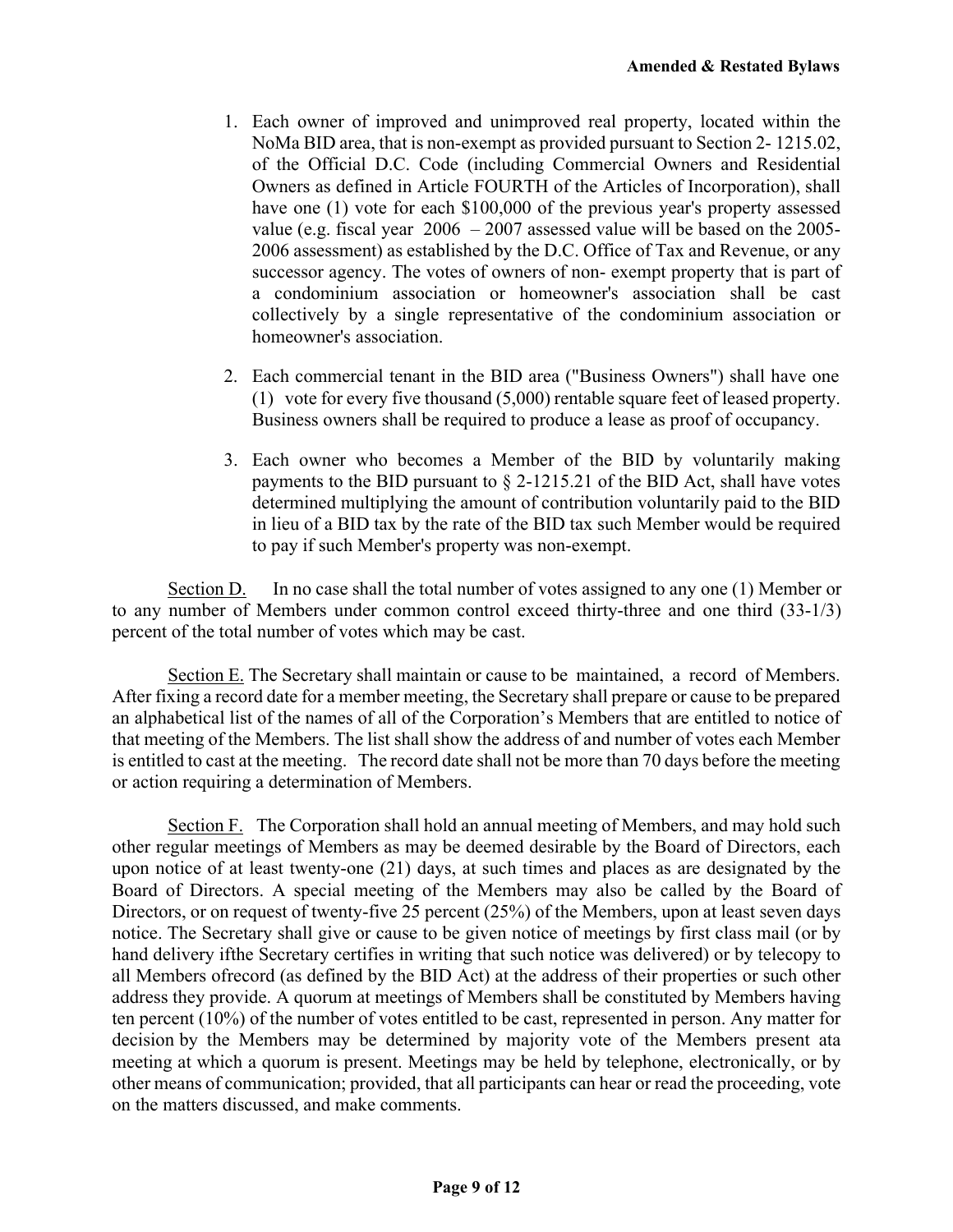1. Each owner of improved and unimproved real property, located within the NoMa BID area, that is non-exempt as provided pursuant to Section 2- 1215.02, of the Official D.C. Code (including Commercial Owners and Residential Owners as defined in Article FOURTH of the Articles of Incorporation), shall have one (1) vote for each $100,000 of the previous year's property assessed value (e.g. fiscal year 2006 – 2007 assessed value will be based on the 2005-2006 assessment) as established by the D.C. Office of Tax and Revenue, or any successor agency. The votes of owners of non- exempt property that is part of a condominium association or homeowner's association shall be cast collectively by a single representative of the condominium association or homeowner's association.

2. Each commercial tenant in the BID area ("Business Owners") shall have one (1) vote for every five thousand (5,000) rentable square feet of leased property. Business owners shall be required to produce a lease as proof of occupancy.

3. Each owner who becomes a Member of the BID by voluntarily making payments to the BID pursuant to § 2-1215.21 of the BID Act, shall have votes determined multiplying the amount of contribution voluntarily paid to the BID in lieu of a BID tax by the rate of the BID tax such Member would be required to pay if such Member's property was non-exempt.

<u>Section D.</u> In no case shall the total number of votes assigned to any one (1) Member or to any number of Members under common control exceed thirty-three and one third (33-1/3) percent of the total number of votes which may be cast.

<u>Section E.</u> The Secretary shall maintain or cause to be maintained, a record of Members. After fixing a record date for a member meeting, the Secretary shall prepare or cause to be prepared an alphabetical list of the names of all of the Corporation's Members that are entitled to notice of that meeting of the Members. The list shall show the address of and number of votes each Member is entitled to cast at the meeting. The record date shall not be more than 70 days before the meeting or action requiring a determination of Members.

<u>Section F.</u> The Corporation shall hold an annual meeting of Members, and may hold such other regular meetings of Members as may be deemed desirable by the Board of Directors, each upon notice of at least twenty-one (21) days, at such times and places as are designated by the Board of Directors. A special meeting of the Members may also be called by the Board of Directors, or on request of twenty-five 25 percent (25%) of the Members, upon at least seven days notice. The Secretary shall give or cause to be given notice of meetings by first class mail (or by hand delivery ifthe Secretary certifies in writing that such notice was delivered) or by telecopy to all Members ofrecord (as defined by the BID Act) at the address of their properties or such other address they provide. A quorum at meetings of Members shall be constituted by Members having ten percent (10%) of the number of votes entitled to be cast, represented in person. Any matter for decision by the Members may be determined by majority vote of the Members present ata meeting at which a quorum is present. Meetings may be held by telephone, electronically, or by other means of communication; provided, that all participants can hear or read the proceeding, vote on the matters discussed, and make comments.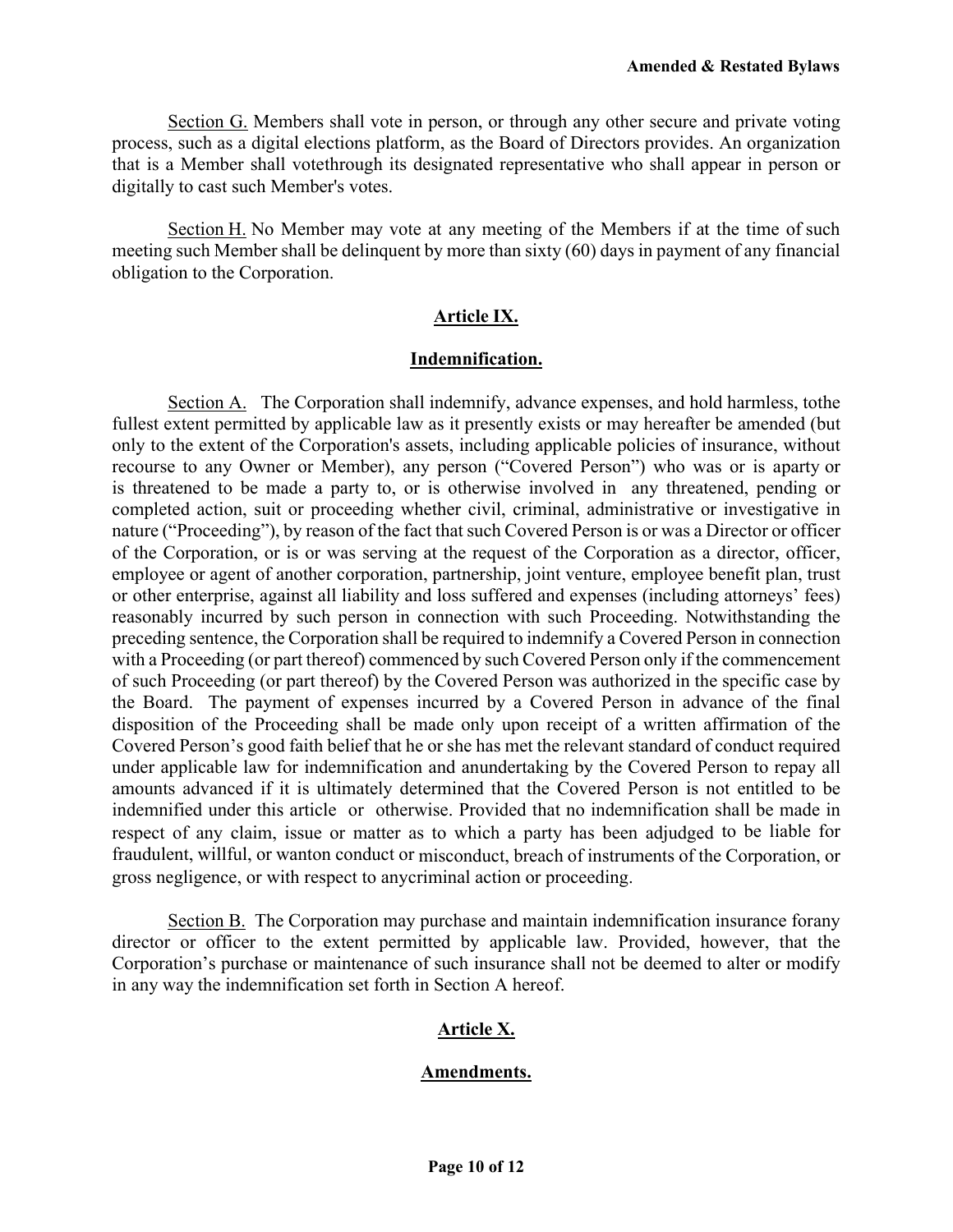Section G. Members shall vote in person, or through any other secure and private voting process, such as a digital elections platform, as the Board of Directors provides. An organization that is a Member shall votethrough its designated representative who shall appear in person or digitally to cast such Member's votes.

Section H. No Member may vote at any meeting of the Members if at the time of such meeting such Member shall be delinquent by more than sixty (60) days in payment of any financial obligation to the Corporation.

## Article IX.

## Indemnification.

Section A. The Corporation shall indemnify, advance expenses, and hold harmless, tothe fullest extent permitted by applicable law as it presently exists or may hereafter be amended (but only to the extent of the Corporation's assets, including applicable policies of insurance, without recourse to any Owner or Member), any person ("Covered Person") who was or is aparty or is threatened to be made a party to, or is otherwise involved in any threatened, pending or completed action, suit or proceeding whether civil, criminal, administrative or investigative in nature ("Proceeding"), by reason of the fact that such Covered Person is or was a Director or officer of the Corporation, or is or was serving at the request of the Corporation as a director, officer, employee or agent of another corporation, partnership, joint venture, employee benefit plan, trust or other enterprise, against all liability and loss suffered and expenses (including attorneys' fees) reasonably incurred by such person in connection with such Proceeding. Notwithstanding the preceding sentence, the Corporation shall be required to indemnify a Covered Person in connection with a Proceeding (or part thereof) commenced by such Covered Person only if the commencement of such Proceeding (or part thereof) by the Covered Person was authorized in the specific case by the Board. The payment of expenses incurred by a Covered Person in advance of the final disposition of the Proceeding shall be made only upon receipt of a written affirmation of the Covered Person's good faith belief that he or she has met the relevant standard of conduct required under applicable law for indemnification and anundertaking by the Covered Person to repay all amounts advanced if it is ultimately determined that the Covered Person is not entitled to be indemnified under this article or otherwise. Provided that no indemnification shall be made in respect of any claim, issue or matter as to which a party has been adjudged to be liable for fraudulent, willful, or wanton conduct or misconduct, breach of instruments of the Corporation, or gross negligence, or with respect to anycriminal action or proceeding.

Section B. The Corporation may purchase and maintain indemnification insurance forany director or officer to the extent permitted by applicable law. Provided, however, that the Corporation's purchase or maintenance of such insurance shall not be deemed to alter or modify in any way the indemnification set forth in Section A hereof.

## Article X.

## Amendments.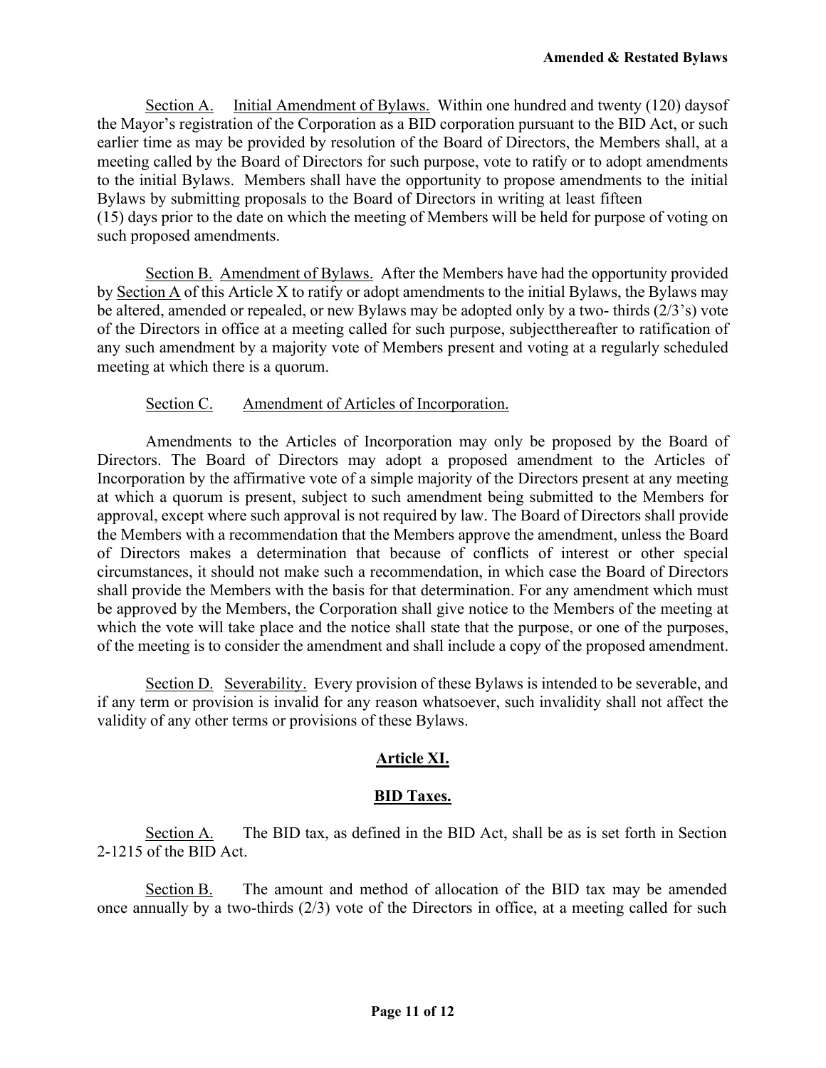Section A. Initial Amendment of Bylaws. Within one hundred and twenty (120) daysof the Mayor's registration of the Corporation as a BID corporation pursuant to the BID Act, or such earlier time as may be provided by resolution of the Board of Directors, the Members shall, at a meeting called by the Board of Directors for such purpose, vote to ratify or to adopt amendments to the initial Bylaws. Members shall have the opportunity to propose amendments to the initial Bylaws by submitting proposals to the Board of Directors in writing at least fifteen (15) days prior to the date on which the meeting of Members will be held for purpose of voting on such proposed amendments.

Section B. Amendment of Bylaws. After the Members have had the opportunity provided by Section A of this Article X to ratify or adopt amendments to the initial Bylaws, the Bylaws may be altered, amended or repealed, or new Bylaws may be adopted only by a two- thirds (2/3's) vote of the Directors in office at a meeting called for such purpose, subjectthereafter to ratification of any such amendment by a majority vote of Members present and voting at a regularly scheduled meeting at which there is a quorum.

Section C. Amendment of Articles of Incorporation.

Amendments to the Articles of Incorporation may only be proposed by the Board of Directors. The Board of Directors may adopt a proposed amendment to the Articles of Incorporation by the affirmative vote of a simple majority of the Directors present at any meeting at which a quorum is present, subject to such amendment being submitted to the Members for approval, except where such approval is not required by law. The Board of Directors shall provide the Members with a recommendation that the Members approve the amendment, unless the Board of Directors makes a determination that because of conflicts of interest or other special circumstances, it should not make such a recommendation, in which case the Board of Directors shall provide the Members with the basis for that determination. For any amendment which must be approved by the Members, the Corporation shall give notice to the Members of the meeting at which the vote will take place and the notice shall state that the purpose, or one of the purposes, of the meeting is to consider the amendment and shall include a copy of the proposed amendment.

Section D. Severability. Every provision of these Bylaws is intended to be severable, and if any term or provision is invalid for any reason whatsoever, such invalidity shall not affect the validity of any other terms or provisions of these Bylaws.

## Article XI.

## BID Taxes.

Section A. The BID tax, as defined in the BID Act, shall be as is set forth in Section 2-1215 of the BID Act.

Section B. The amount and method of allocation of the BID tax may be amended once annually by a two-thirds (2/3) vote of the Directors in office, at a meeting called for such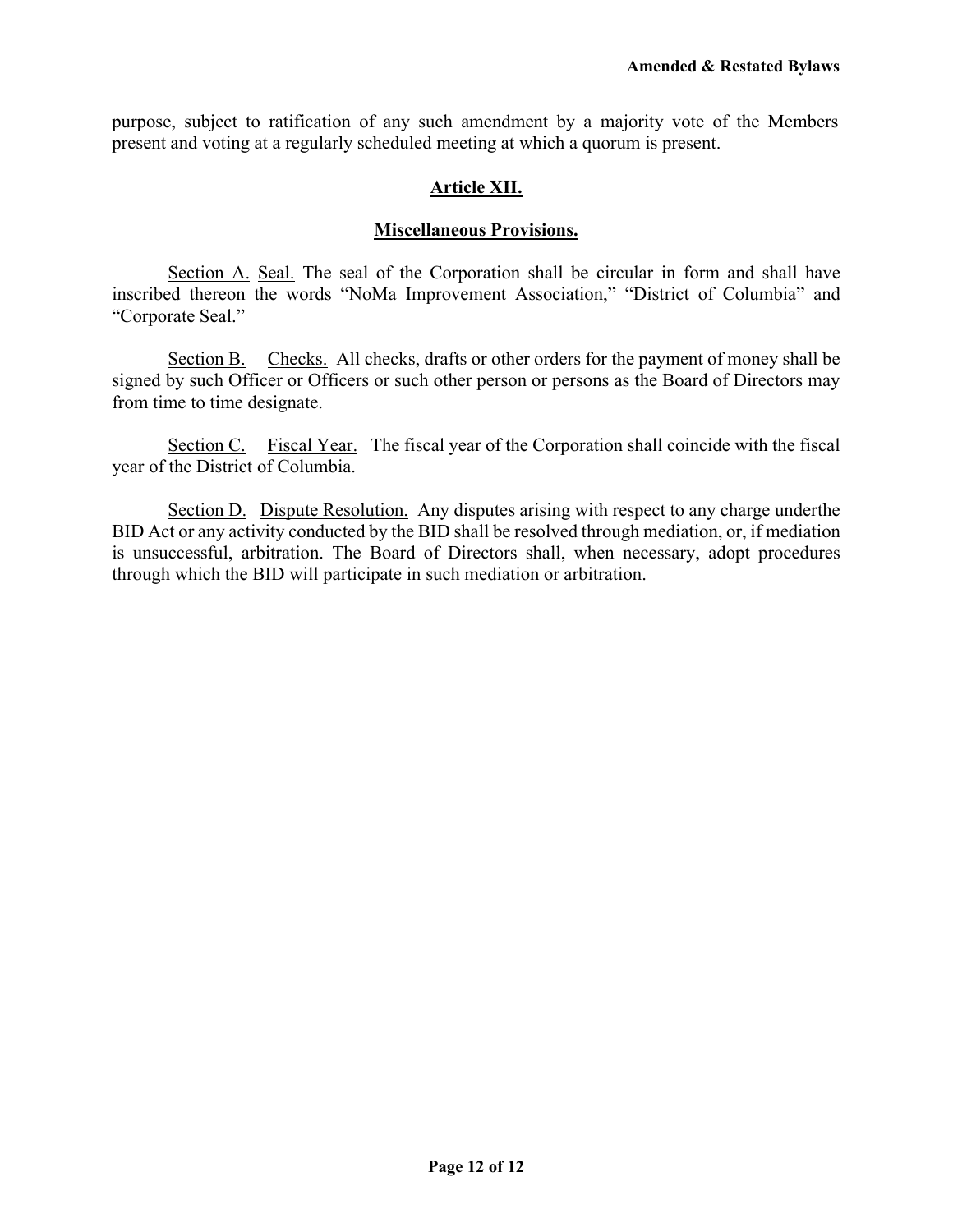purpose, subject to ratification of any such amendment by a majority vote of the Members present and voting at a regularly scheduled meeting at which a quorum is present.

## Article XII.

## Miscellaneous Provisions.

Section A. Seal. The seal of the Corporation shall be circular in form and shall have inscribed thereon the words "NoMa Improvement Association," "District of Columbia" and "Corporate Seal."

Section B. Checks. All checks, drafts or other orders for the payment of money shall be signed by such Officer or Officers or such other person or persons as the Board of Directors may from time to time designate.

Section C. Fiscal Year. The fiscal year of the Corporation shall coincide with the fiscal year of the District of Columbia.

Section D. Dispute Resolution. Any disputes arising with respect to any charge underthe BID Act or any activity conducted by the BID shall be resolved through mediation, or, if mediation is unsuccessful, arbitration. The Board of Directors shall, when necessary, adopt procedures through which the BID will participate in such mediation or arbitration.